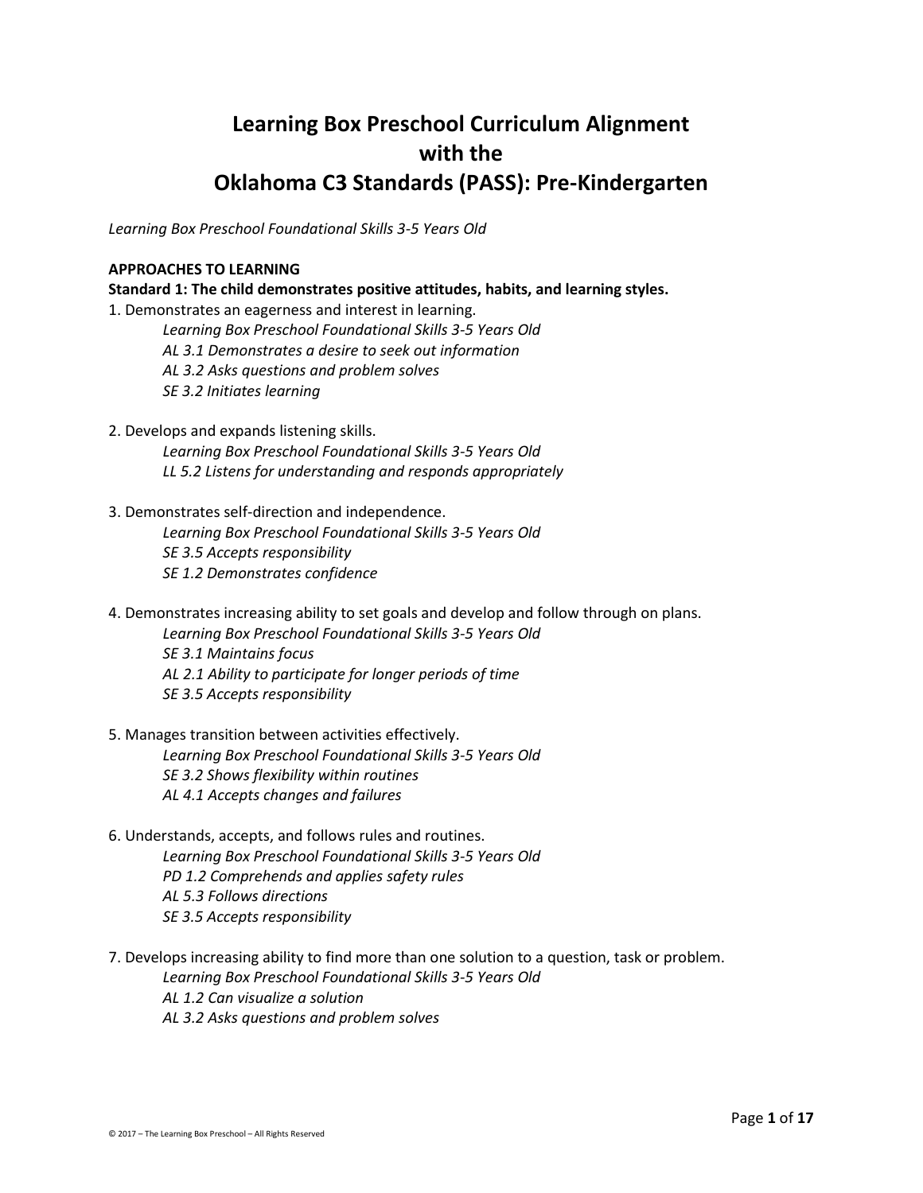# Learning Box Preschool Curriculum Alignment with the Oklahoma C3 Standards (PASS): Pre-Kindergarten

*Learning Box Preschool Foundational Skills 3-5 Years Old*

**APPROACHES TO LEARNING**

**Standard 1: The child demonstrates positive attitudes, habits, and learning styles.**

1. Demonstrates an eagerness and interest in learning.
   *Learning Box Preschool Foundational Skills 3-5 Years Old*
   *AL 3.1 Demonstrates a desire to seek out information*
   *AL 3.2 Asks questions and problem solves*
   *SE 3.2 Initiates learning*

2. Develops and expands listening skills.
   *Learning Box Preschool Foundational Skills 3-5 Years Old*
   *LL 5.2 Listens for understanding and responds appropriately*

3. Demonstrates self-direction and independence.
   *Learning Box Preschool Foundational Skills 3-5 Years Old*
   *SE 3.5 Accepts responsibility*
   *SE 1.2 Demonstrates confidence*

4. Demonstrates increasing ability to set goals and develop and follow through on plans.
   *Learning Box Preschool Foundational Skills 3-5 Years Old*
   *SE 3.1 Maintains focus*
   *AL 2.1 Ability to participate for longer periods of time*
   *SE 3.5 Accepts responsibility*

5. Manages transition between activities effectively.
   *Learning Box Preschool Foundational Skills 3-5 Years Old*
   *SE 3.2 Shows flexibility within routines*
   *AL 4.1 Accepts changes and failures*

6. Understands, accepts, and follows rules and routines.
   *Learning Box Preschool Foundational Skills 3-5 Years Old*
   *PD 1.2 Comprehends and applies safety rules*
   *AL 5.3 Follows directions*
   *SE 3.5 Accepts responsibility*

7. Develops increasing ability to find more than one solution to a question, task or problem.
   *Learning Box Preschool Foundational Skills 3-5 Years Old*
   *AL 1.2 Can visualize a solution*
   *AL 3.2 Asks questions and problem solves*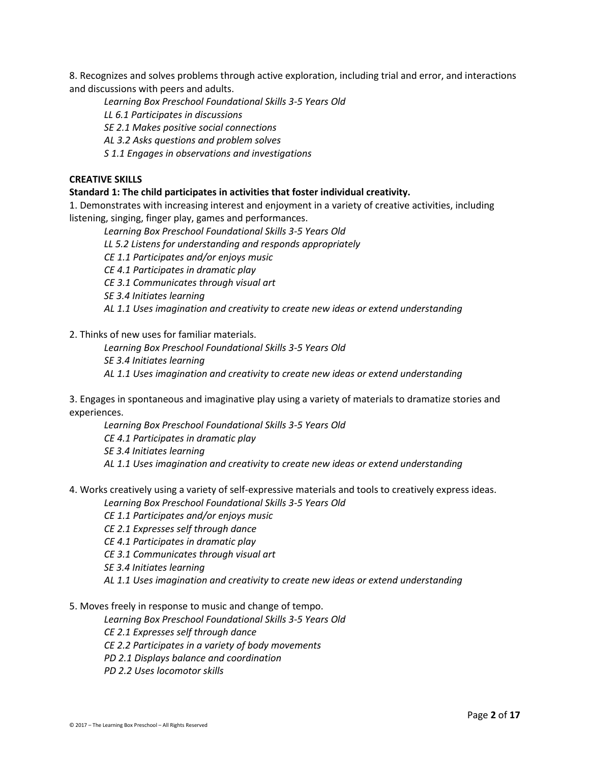8. Recognizes and solves problems through active exploration, including trial and error, and interactions and discussions with peers and adults.

*Learning Box Preschool Foundational Skills 3-5 Years Old*
*LL 6.1 Participates in discussions*
*SE 2.1 Makes positive social connections*
*AL 3.2 Asks questions and problem solves*
*S 1.1 Engages in observations and investigations*

**CREATIVE SKILLS**

**Standard 1: The child participates in activities that foster individual creativity.**

1. Demonstrates with increasing interest and enjoyment in a variety of creative activities, including listening, singing, finger play, games and performances.

*Learning Box Preschool Foundational Skills 3-5 Years Old*
*LL 5.2 Listens for understanding and responds appropriately*
*CE 1.1 Participates and/or enjoys music*
*CE 4.1 Participates in dramatic play*
*CE 3.1 Communicates through visual art*
*SE 3.4 Initiates learning*
*AL 1.1 Uses imagination and creativity to create new ideas or extend understanding*

2. Thinks of new uses for familiar materials.

*Learning Box Preschool Foundational Skills 3-5 Years Old*
*SE 3.4 Initiates learning*
*AL 1.1 Uses imagination and creativity to create new ideas or extend understanding*

3. Engages in spontaneous and imaginative play using a variety of materials to dramatize stories and experiences.

*Learning Box Preschool Foundational Skills 3-5 Years Old*
*CE 4.1 Participates in dramatic play*
*SE 3.4 Initiates learning*
*AL 1.1 Uses imagination and creativity to create new ideas or extend understanding*

4. Works creatively using a variety of self-expressive materials and tools to creatively express ideas.

*Learning Box Preschool Foundational Skills 3-5 Years Old*
*CE 1.1 Participates and/or enjoys music*
*CE 2.1 Expresses self through dance*
*CE 4.1 Participates in dramatic play*
*CE 3.1 Communicates through visual art*
*SE 3.4 Initiates learning*
*AL 1.1 Uses imagination and creativity to create new ideas or extend understanding*

5. Moves freely in response to music and change of tempo.

*Learning Box Preschool Foundational Skills 3-5 Years Old*
*CE 2.1 Expresses self through dance*
*CE 2.2 Participates in a variety of body movements*
*PD 2.1 Displays balance and coordination*
*PD 2.2 Uses locomotor skills*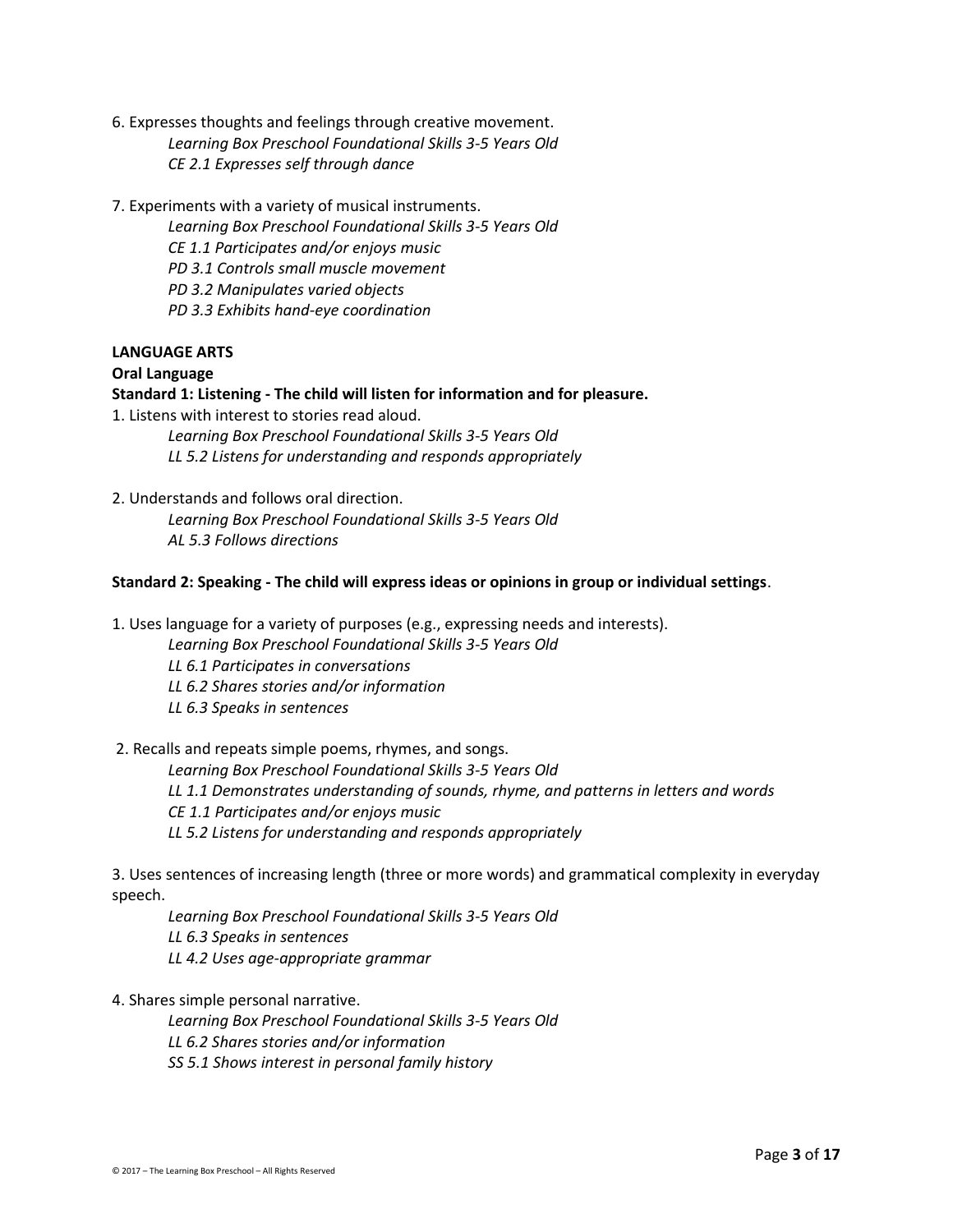6. Expresses thoughts and feelings through creative movement.

    *Learning Box Preschool Foundational Skills 3-5 Years Old*
    *CE 2.1 Expresses self through dance*

7. Experiments with a variety of musical instruments.

    *Learning Box Preschool Foundational Skills 3-5 Years Old*
    *CE 1.1 Participates and/or enjoys music*
    *PD 3.1 Controls small muscle movement*
    *PD 3.2 Manipulates varied objects*
    *PD 3.3 Exhibits hand-eye coordination*

**LANGUAGE ARTS**

**Oral Language**

**Standard 1: Listening - The child will listen for information and for pleasure.**

1. Listens with interest to stories read aloud.

    *Learning Box Preschool Foundational Skills 3-5 Years Old*
    *LL 5.2 Listens for understanding and responds appropriately*

2. Understands and follows oral direction.

    *Learning Box Preschool Foundational Skills 3-5 Years Old*
    *AL 5.3 Follows directions*

**Standard 2: Speaking - The child will express ideas or opinions in group or individual settings**.

1. Uses language for a variety of purposes (e.g., expressing needs and interests).

    *Learning Box Preschool Foundational Skills 3-5 Years Old*
    *LL 6.1 Participates in conversations*
    *LL 6.2 Shares stories and/or information*
    *LL 6.3 Speaks in sentences*

2. Recalls and repeats simple poems, rhymes, and songs.

    *Learning Box Preschool Foundational Skills 3-5 Years Old*
    *LL 1.1 Demonstrates understanding of sounds, rhyme, and patterns in letters and words*
    *CE 1.1 Participates and/or enjoys music*
    *LL 5.2 Listens for understanding and responds appropriately*

3. Uses sentences of increasing length (three or more words) and grammatical complexity in everyday speech.

    *Learning Box Preschool Foundational Skills 3-5 Years Old*
    *LL 6.3 Speaks in sentences*
    *LL 4.2 Uses age-appropriate grammar*

4. Shares simple personal narrative.

    *Learning Box Preschool Foundational Skills 3-5 Years Old*
    *LL 6.2 Shares stories and/or information*
    *SS 5.1 Shows interest in personal family history*

© 2017 – The Learning Box Preschool – All Rights Reserved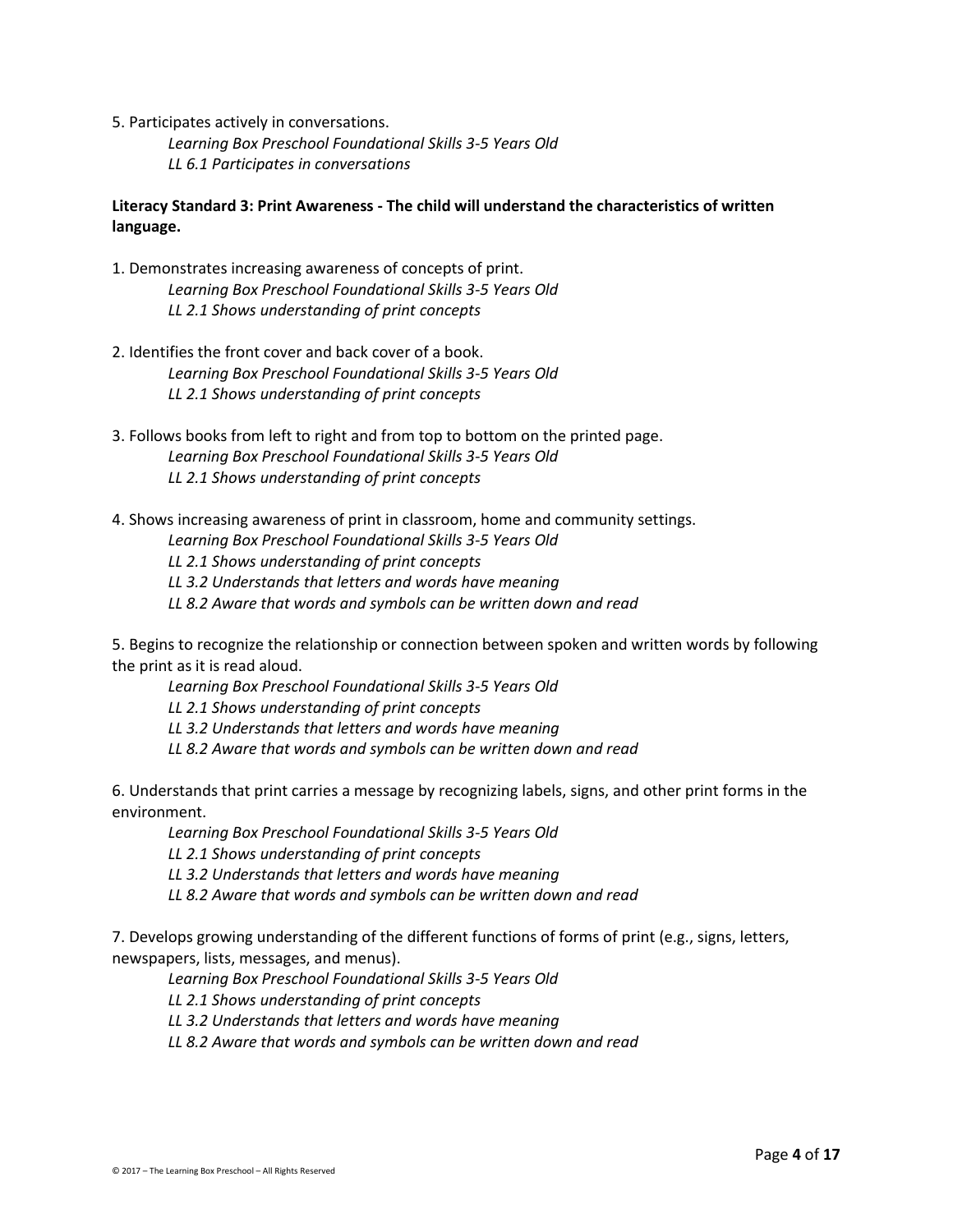5. Participates actively in conversations.

*Learning Box Preschool Foundational Skills 3-5 Years Old*
*LL 6.1 Participates in conversations*

**Literacy Standard 3: Print Awareness - The child will understand the characteristics of written language.**

1. Demonstrates increasing awareness of concepts of print.

*Learning Box Preschool Foundational Skills 3-5 Years Old*
*LL 2.1 Shows understanding of print concepts*

2. Identifies the front cover and back cover of a book.

*Learning Box Preschool Foundational Skills 3-5 Years Old*
*LL 2.1 Shows understanding of print concepts*

3. Follows books from left to right and from top to bottom on the printed page.

*Learning Box Preschool Foundational Skills 3-5 Years Old*
*LL 2.1 Shows understanding of print concepts*

4. Shows increasing awareness of print in classroom, home and community settings.

*Learning Box Preschool Foundational Skills 3-5 Years Old*
*LL 2.1 Shows understanding of print concepts*
*LL 3.2 Understands that letters and words have meaning*
*LL 8.2 Aware that words and symbols can be written down and read*

5. Begins to recognize the relationship or connection between spoken and written words by following the print as it is read aloud.

*Learning Box Preschool Foundational Skills 3-5 Years Old*
*LL 2.1 Shows understanding of print concepts*
*LL 3.2 Understands that letters and words have meaning*
*LL 8.2 Aware that words and symbols can be written down and read*

6. Understands that print carries a message by recognizing labels, signs, and other print forms in the environment.

*Learning Box Preschool Foundational Skills 3-5 Years Old*
*LL 2.1 Shows understanding of print concepts*
*LL 3.2 Understands that letters and words have meaning*
*LL 8.2 Aware that words and symbols can be written down and read*

7. Develops growing understanding of the different functions of forms of print (e.g., signs, letters, newspapers, lists, messages, and menus).

*Learning Box Preschool Foundational Skills 3-5 Years Old*
*LL 2.1 Shows understanding of print concepts*
*LL 3.2 Understands that letters and words have meaning*
*LL 8.2 Aware that words and symbols can be written down and read*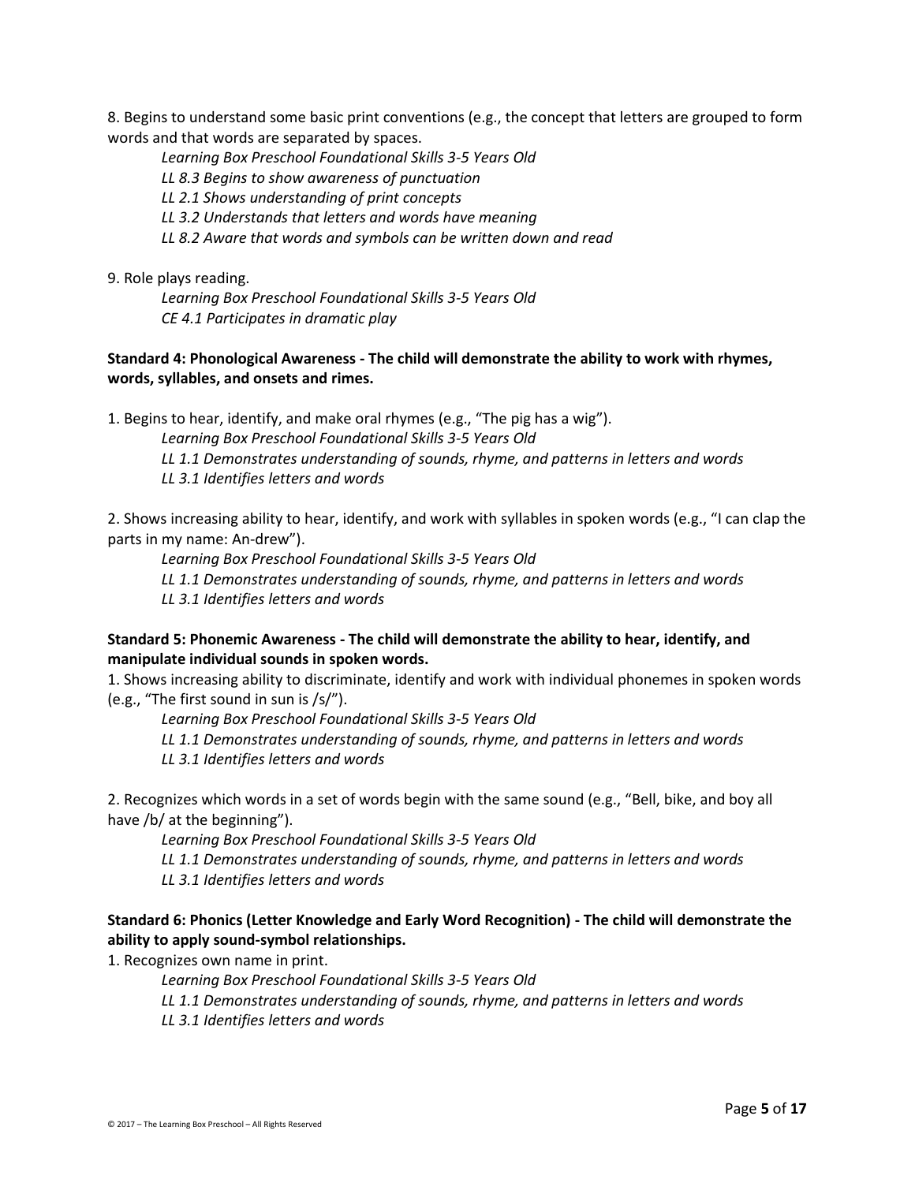8. Begins to understand some basic print conventions (e.g., the concept that letters are grouped to form words and that words are separated by spaces.

*Learning Box Preschool Foundational Skills 3-5 Years Old*
*LL 8.3 Begins to show awareness of punctuation*
*LL 2.1 Shows understanding of print concepts*
*LL 3.2 Understands that letters and words have meaning*
*LL 8.2 Aware that words and symbols can be written down and read*

9. Role plays reading.

*Learning Box Preschool Foundational Skills 3-5 Years Old*
*CE 4.1 Participates in dramatic play*

**Standard 4: Phonological Awareness - The child will demonstrate the ability to work with rhymes, words, syllables, and onsets and rimes.**

1. Begins to hear, identify, and make oral rhymes (e.g., "The pig has a wig").

*Learning Box Preschool Foundational Skills 3-5 Years Old*
*LL 1.1 Demonstrates understanding of sounds, rhyme, and patterns in letters and words*
*LL 3.1 Identifies letters and words*

2. Shows increasing ability to hear, identify, and work with syllables in spoken words (e.g., "I can clap the parts in my name: An-drew").

*Learning Box Preschool Foundational Skills 3-5 Years Old*
*LL 1.1 Demonstrates understanding of sounds, rhyme, and patterns in letters and words*
*LL 3.1 Identifies letters and words*

**Standard 5: Phonemic Awareness - The child will demonstrate the ability to hear, identify, and manipulate individual sounds in spoken words.**

1. Shows increasing ability to discriminate, identify and work with individual phonemes in spoken words (e.g., "The first sound in sun is /s/").

*Learning Box Preschool Foundational Skills 3-5 Years Old*
*LL 1.1 Demonstrates understanding of sounds, rhyme, and patterns in letters and words*
*LL 3.1 Identifies letters and words*

2. Recognizes which words in a set of words begin with the same sound (e.g., "Bell, bike, and boy all have /b/ at the beginning").

*Learning Box Preschool Foundational Skills 3-5 Years Old*
*LL 1.1 Demonstrates understanding of sounds, rhyme, and patterns in letters and words*
*LL 3.1 Identifies letters and words*

**Standard 6: Phonics (Letter Knowledge and Early Word Recognition) - The child will demonstrate the ability to apply sound-symbol relationships.**

1. Recognizes own name in print.

*Learning Box Preschool Foundational Skills 3-5 Years Old*
*LL 1.1 Demonstrates understanding of sounds, rhyme, and patterns in letters and words*
*LL 3.1 Identifies letters and words*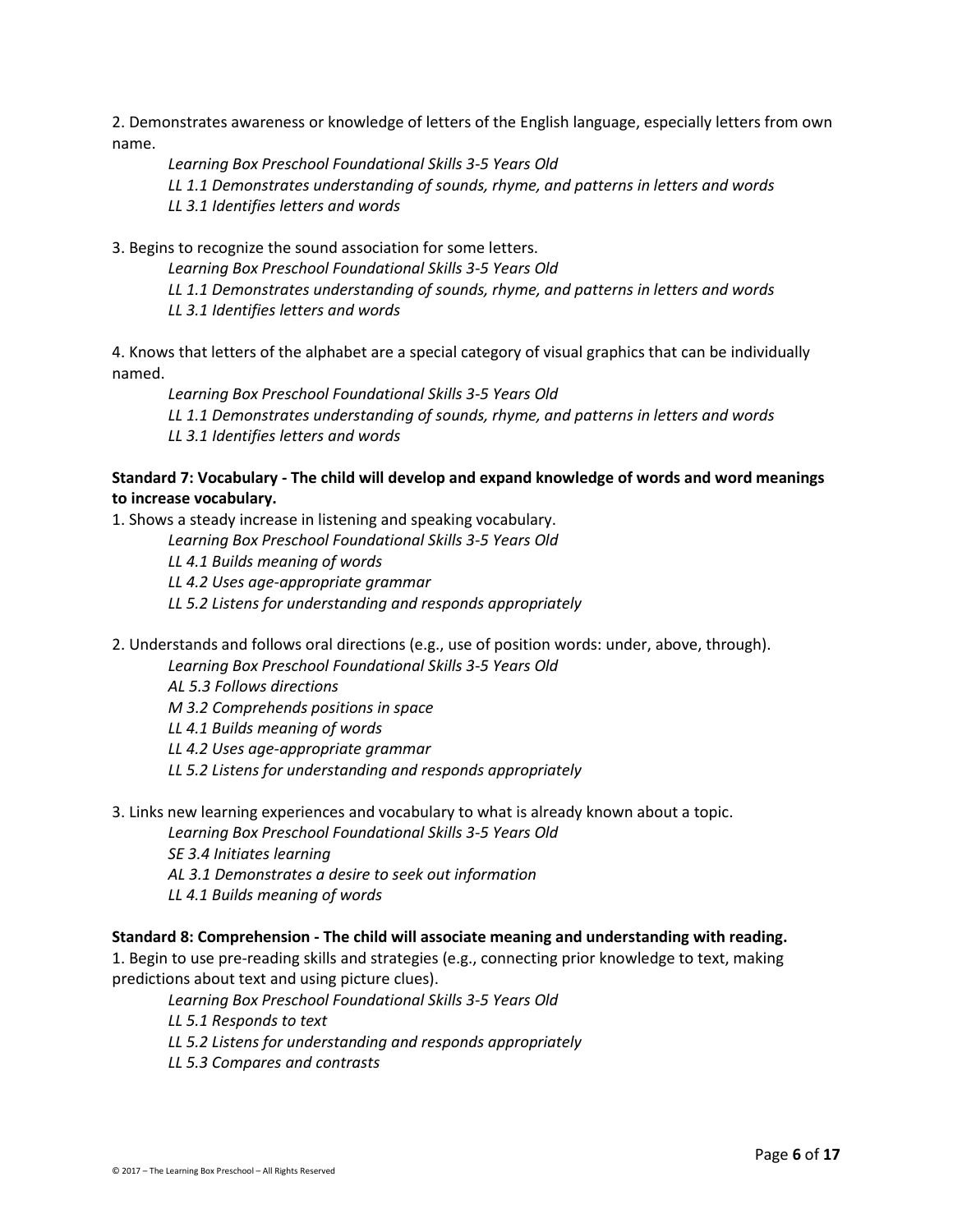2. Demonstrates awareness or knowledge of letters of the English language, especially letters from own name.

*Learning Box Preschool Foundational Skills 3-5 Years Old*
*LL 1.1 Demonstrates understanding of sounds, rhyme, and patterns in letters and words*
*LL 3.1 Identifies letters and words*

3. Begins to recognize the sound association for some letters.

*Learning Box Preschool Foundational Skills 3-5 Years Old*
*LL 1.1 Demonstrates understanding of sounds, rhyme, and patterns in letters and words*
*LL 3.1 Identifies letters and words*

4. Knows that letters of the alphabet are a special category of visual graphics that can be individually named.

*Learning Box Preschool Foundational Skills 3-5 Years Old*
*LL 1.1 Demonstrates understanding of sounds, rhyme, and patterns in letters and words*
*LL 3.1 Identifies letters and words*

**Standard 7: Vocabulary - The child will develop and expand knowledge of words and word meanings to increase vocabulary.**

1. Shows a steady increase in listening and speaking vocabulary.

*Learning Box Preschool Foundational Skills 3-5 Years Old*
*LL 4.1 Builds meaning of words*
*LL 4.2 Uses age-appropriate grammar*
*LL 5.2 Listens for understanding and responds appropriately*

2. Understands and follows oral directions (e.g., use of position words: under, above, through).

*Learning Box Preschool Foundational Skills 3-5 Years Old*
*AL 5.3 Follows directions*
*M 3.2 Comprehends positions in space*
*LL 4.1 Builds meaning of words*
*LL 4.2 Uses age-appropriate grammar*
*LL 5.2 Listens for understanding and responds appropriately*

3. Links new learning experiences and vocabulary to what is already known about a topic.

*Learning Box Preschool Foundational Skills 3-5 Years Old*
*SE 3.4 Initiates learning*
*AL 3.1 Demonstrates a desire to seek out information*
*LL 4.1 Builds meaning of words*

**Standard 8: Comprehension - The child will associate meaning and understanding with reading.**

1. Begin to use pre-reading skills and strategies (e.g., connecting prior knowledge to text, making predictions about text and using picture clues).

*Learning Box Preschool Foundational Skills 3-5 Years Old*
*LL 5.1 Responds to text*
*LL 5.2 Listens for understanding and responds appropriately*
*LL 5.3 Compares and contrasts*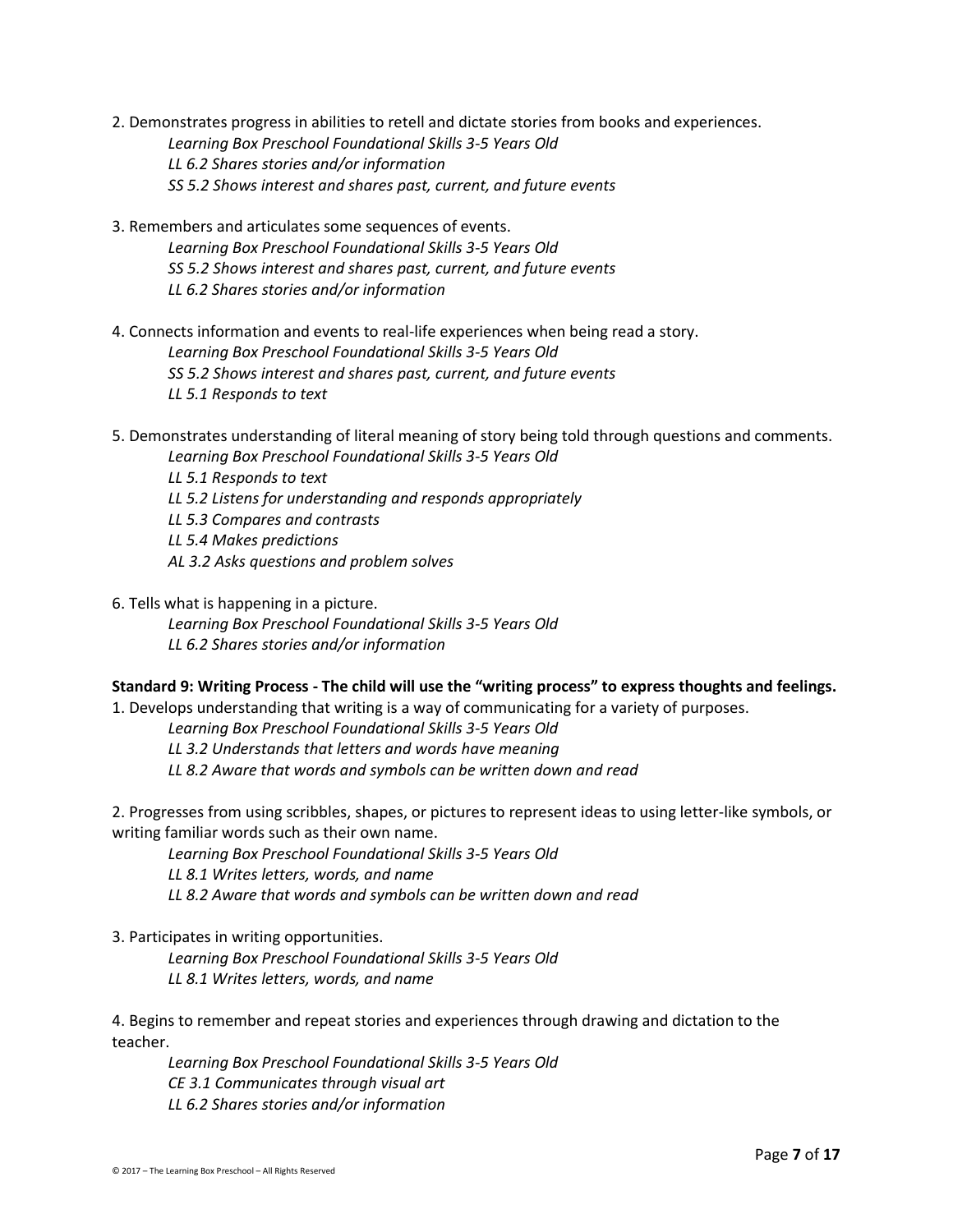2. Demonstrates progress in abilities to retell and dictate stories from books and experiences.

*Learning Box Preschool Foundational Skills 3-5 Years Old*
*LL 6.2 Shares stories and/or information*
*SS 5.2 Shows interest and shares past, current, and future events*

3. Remembers and articulates some sequences of events.

*Learning Box Preschool Foundational Skills 3-5 Years Old*
*SS 5.2 Shows interest and shares past, current, and future events*
*LL 6.2 Shares stories and/or information*

4. Connects information and events to real-life experiences when being read a story.

*Learning Box Preschool Foundational Skills 3-5 Years Old*
*SS 5.2 Shows interest and shares past, current, and future events*
*LL 5.1 Responds to text*

5. Demonstrates understanding of literal meaning of story being told through questions and comments.

*Learning Box Preschool Foundational Skills 3-5 Years Old*
*LL 5.1 Responds to text*
*LL 5.2 Listens for understanding and responds appropriately*
*LL 5.3 Compares and contrasts*
*LL 5.4 Makes predictions*
*AL 3.2 Asks questions and problem solves*

6. Tells what is happening in a picture.

*Learning Box Preschool Foundational Skills 3-5 Years Old*
*LL 6.2 Shares stories and/or information*

**Standard 9: Writing Process - The child will use the "writing process" to express thoughts and feelings.**

1. Develops understanding that writing is a way of communicating for a variety of purposes.

*Learning Box Preschool Foundational Skills 3-5 Years Old*
*LL 3.2 Understands that letters and words have meaning*
*LL 8.2 Aware that words and symbols can be written down and read*

2. Progresses from using scribbles, shapes, or pictures to represent ideas to using letter-like symbols, or writing familiar words such as their own name.

*Learning Box Preschool Foundational Skills 3-5 Years Old*
*LL 8.1 Writes letters, words, and name*
*LL 8.2 Aware that words and symbols can be written down and read*

3. Participates in writing opportunities.

*Learning Box Preschool Foundational Skills 3-5 Years Old*
*LL 8.1 Writes letters, words, and name*

4. Begins to remember and repeat stories and experiences through drawing and dictation to the teacher.

*Learning Box Preschool Foundational Skills 3-5 Years Old*
*CE 3.1 Communicates through visual art*
*LL 6.2 Shares stories and/or information*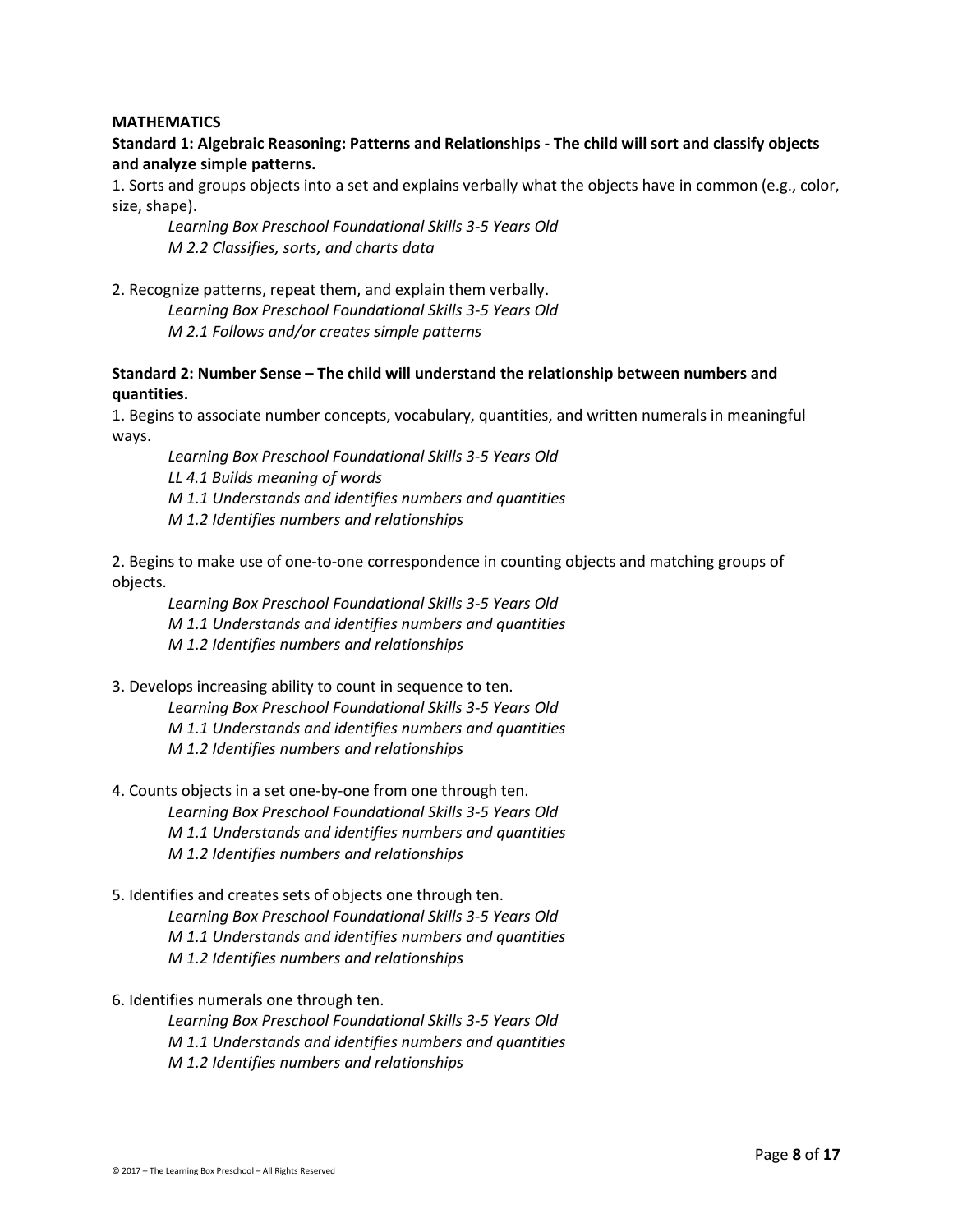**MATHEMATICS**

**Standard 1: Algebraic Reasoning: Patterns and Relationships - The child will sort and classify objects and analyze simple patterns.**

1. Sorts and groups objects into a set and explains verbally what the objects have in common (e.g., color, size, shape).

   *Learning Box Preschool Foundational Skills 3-5 Years Old*
   *M 2.2 Classifies, sorts, and charts data*

2. Recognize patterns, repeat them, and explain them verbally.

   *Learning Box Preschool Foundational Skills 3-5 Years Old*
   *M 2.1 Follows and/or creates simple patterns*

**Standard 2: Number Sense – The child will understand the relationship between numbers and quantities.**

1. Begins to associate number concepts, vocabulary, quantities, and written numerals in meaningful ways.

   *Learning Box Preschool Foundational Skills 3-5 Years Old*
   *LL 4.1 Builds meaning of words*
   *M 1.1 Understands and identifies numbers and quantities*
   *M 1.2 Identifies numbers and relationships*

2. Begins to make use of one-to-one correspondence in counting objects and matching groups of objects.

   *Learning Box Preschool Foundational Skills 3-5 Years Old*
   *M 1.1 Understands and identifies numbers and quantities*
   *M 1.2 Identifies numbers and relationships*

3. Develops increasing ability to count in sequence to ten.

   *Learning Box Preschool Foundational Skills 3-5 Years Old*
   *M 1.1 Understands and identifies numbers and quantities*
   *M 1.2 Identifies numbers and relationships*

4. Counts objects in a set one-by-one from one through ten.

   *Learning Box Preschool Foundational Skills 3-5 Years Old*
   *M 1.1 Understands and identifies numbers and quantities*
   *M 1.2 Identifies numbers and relationships*

5. Identifies and creates sets of objects one through ten.

   *Learning Box Preschool Foundational Skills 3-5 Years Old*
   *M 1.1 Understands and identifies numbers and quantities*
   *M 1.2 Identifies numbers and relationships*

6. Identifies numerals one through ten.

   *Learning Box Preschool Foundational Skills 3-5 Years Old*
   *M 1.1 Understands and identifies numbers and quantities*
   *M 1.2 Identifies numbers and relationships*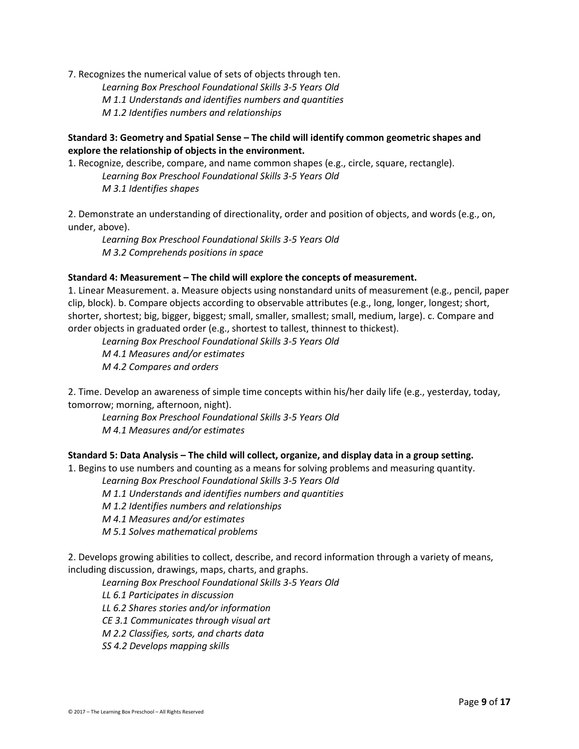7. Recognizes the numerical value of sets of objects through ten.

*Learning Box Preschool Foundational Skills 3-5 Years Old*
*M 1.1 Understands and identifies numbers and quantities*
*M 1.2 Identifies numbers and relationships*

**Standard 3: Geometry and Spatial Sense – The child will identify common geometric shapes and explore the relationship of objects in the environment.**

1. Recognize, describe, compare, and name common shapes (e.g., circle, square, rectangle).

*Learning Box Preschool Foundational Skills 3-5 Years Old*
*M 3.1 Identifies shapes*

2. Demonstrate an understanding of directionality, order and position of objects, and words (e.g., on, under, above).

*Learning Box Preschool Foundational Skills 3-5 Years Old*
*M 3.2 Comprehends positions in space*

**Standard 4: Measurement – The child will explore the concepts of measurement.**

1. Linear Measurement. a. Measure objects using nonstandard units of measurement (e.g., pencil, paper clip, block). b. Compare objects according to observable attributes (e.g., long, longer, longest; short, shorter, shortest; big, bigger, biggest; small, smaller, smallest; small, medium, large). c. Compare and order objects in graduated order (e.g., shortest to tallest, thinnest to thickest).

*Learning Box Preschool Foundational Skills 3-5 Years Old*
*M 4.1 Measures and/or estimates*
*M 4.2 Compares and orders*

2. Time. Develop an awareness of simple time concepts within his/her daily life (e.g., yesterday, today, tomorrow; morning, afternoon, night).

*Learning Box Preschool Foundational Skills 3-5 Years Old*
*M 4.1 Measures and/or estimates*

**Standard 5: Data Analysis – The child will collect, organize, and display data in a group setting.**

1. Begins to use numbers and counting as a means for solving problems and measuring quantity.

*Learning Box Preschool Foundational Skills 3-5 Years Old*
*M 1.1 Understands and identifies numbers and quantities*
*M 1.2 Identifies numbers and relationships*
*M 4.1 Measures and/or estimates*
*M 5.1 Solves mathematical problems*

2. Develops growing abilities to collect, describe, and record information through a variety of means, including discussion, drawings, maps, charts, and graphs.

*Learning Box Preschool Foundational Skills 3-5 Years Old*
*LL 6.1 Participates in discussion*
*LL 6.2 Shares stories and/or information*
*CE 3.1 Communicates through visual art*
*M 2.2 Classifies, sorts, and charts data*
*SS 4.2 Develops mapping skills*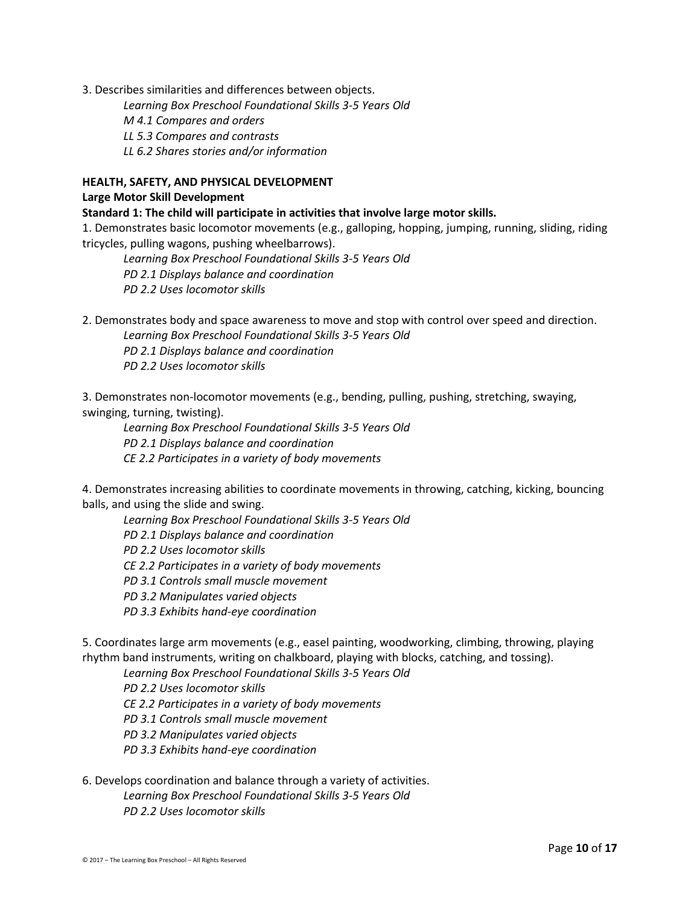3. Describes similarities and differences between objects.

*Learning Box Preschool Foundational Skills 3-5 Years Old*
*M 4.1 Compares and orders*
*LL 5.3 Compares and contrasts*
*LL 6.2 Shares stories and/or information*

**HEALTH, SAFETY, AND PHYSICAL DEVELOPMENT**

**Large Motor Skill Development**

**Standard 1: The child will participate in activities that involve large motor skills.**

1. Demonstrates basic locomotor movements (e.g., galloping, hopping, jumping, running, sliding, riding tricycles, pulling wagons, pushing wheelbarrows).

*Learning Box Preschool Foundational Skills 3-5 Years Old*
*PD 2.1 Displays balance and coordination*
*PD 2.2 Uses locomotor skills*

2. Demonstrates body and space awareness to move and stop with control over speed and direction.

*Learning Box Preschool Foundational Skills 3-5 Years Old*
*PD 2.1 Displays balance and coordination*
*PD 2.2 Uses locomotor skills*

3. Demonstrates non-locomotor movements (e.g., bending, pulling, pushing, stretching, swaying, swinging, turning, twisting).

*Learning Box Preschool Foundational Skills 3-5 Years Old*
*PD 2.1 Displays balance and coordination*
*CE 2.2 Participates in a variety of body movements*

4. Demonstrates increasing abilities to coordinate movements in throwing, catching, kicking, bouncing balls, and using the slide and swing.

*Learning Box Preschool Foundational Skills 3-5 Years Old*
*PD 2.1 Displays balance and coordination*
*PD 2.2 Uses locomotor skills*
*CE 2.2 Participates in a variety of body movements*
*PD 3.1 Controls small muscle movement*
*PD 3.2 Manipulates varied objects*
*PD 3.3 Exhibits hand-eye coordination*

5. Coordinates large arm movements (e.g., easel painting, woodworking, climbing, throwing, playing rhythm band instruments, writing on chalkboard, playing with blocks, catching, and tossing).

*Learning Box Preschool Foundational Skills 3-5 Years Old*
*PD 2.2 Uses locomotor skills*
*CE 2.2 Participates in a variety of body movements*
*PD 3.1 Controls small muscle movement*
*PD 3.2 Manipulates varied objects*
*PD 3.3 Exhibits hand-eye coordination*

6. Develops coordination and balance through a variety of activities.

*Learning Box Preschool Foundational Skills 3-5 Years Old*
*PD 2.2 Uses locomotor skills*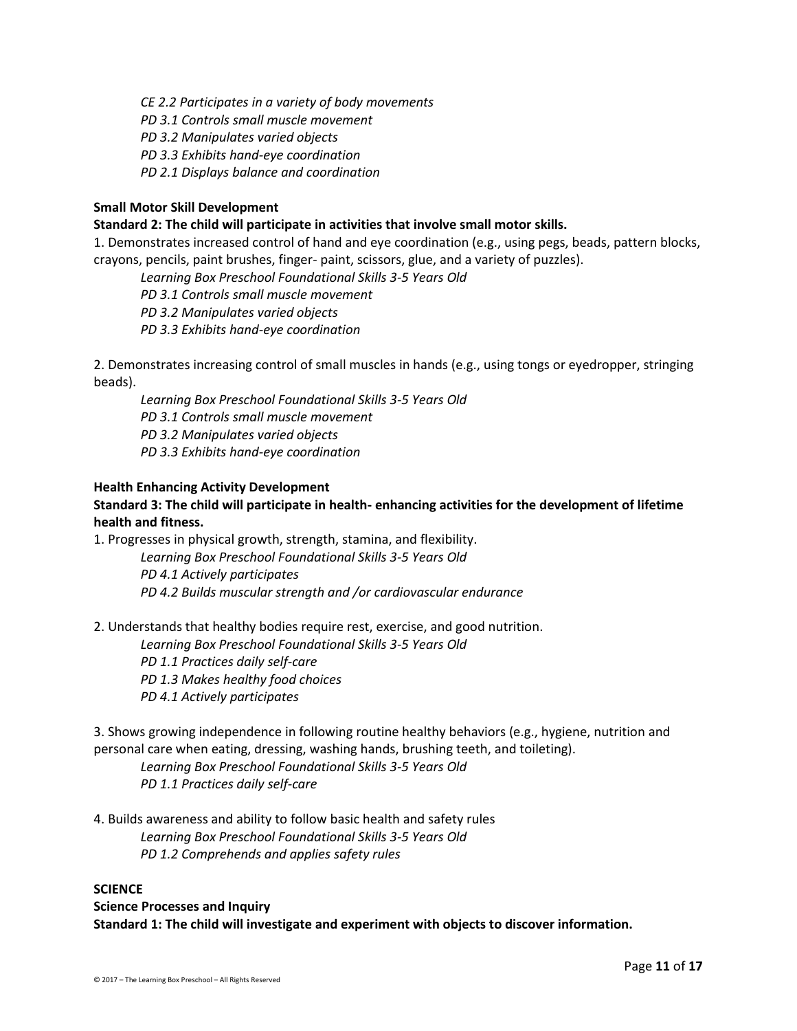*CE 2.2 Participates in a variety of body movements*
*PD 3.1 Controls small muscle movement*
*PD 3.2 Manipulates varied objects*
*PD 3.3 Exhibits hand-eye coordination*
*PD 2.1 Displays balance and coordination*

**Small Motor Skill Development**

**Standard 2: The child will participate in activities that involve small motor skills.**

1. Demonstrates increased control of hand and eye coordination (e.g., using pegs, beads, pattern blocks, crayons, pencils, paint brushes, finger- paint, scissors, glue, and a variety of puzzles).

    *Learning Box Preschool Foundational Skills 3-5 Years Old*
    *PD 3.1 Controls small muscle movement*
    *PD 3.2 Manipulates varied objects*
    *PD 3.3 Exhibits hand-eye coordination*

2. Demonstrates increasing control of small muscles in hands (e.g., using tongs or eyedropper, stringing beads).

    *Learning Box Preschool Foundational Skills 3-5 Years Old*
    *PD 3.1 Controls small muscle movement*
    *PD 3.2 Manipulates varied objects*
    *PD 3.3 Exhibits hand-eye coordination*

**Health Enhancing Activity Development**

**Standard 3: The child will participate in health- enhancing activities for the development of lifetime health and fitness.**

1. Progresses in physical growth, strength, stamina, and flexibility.

    *Learning Box Preschool Foundational Skills 3-5 Years Old*
    *PD 4.1 Actively participates*
    *PD 4.2 Builds muscular strength and /or cardiovascular endurance*

2. Understands that healthy bodies require rest, exercise, and good nutrition.

    *Learning Box Preschool Foundational Skills 3-5 Years Old*
    *PD 1.1 Practices daily self-care*
    *PD 1.3 Makes healthy food choices*
    *PD 4.1 Actively participates*

3. Shows growing independence in following routine healthy behaviors (e.g., hygiene, nutrition and personal care when eating, dressing, washing hands, brushing teeth, and toileting).

    *Learning Box Preschool Foundational Skills 3-5 Years Old*
    *PD 1.1 Practices daily self-care*

4. Builds awareness and ability to follow basic health and safety rules

    *Learning Box Preschool Foundational Skills 3-5 Years Old*
    *PD 1.2 Comprehends and applies safety rules*

**SCIENCE**

**Science Processes and Inquiry**

**Standard 1: The child will investigate and experiment with objects to discover information.**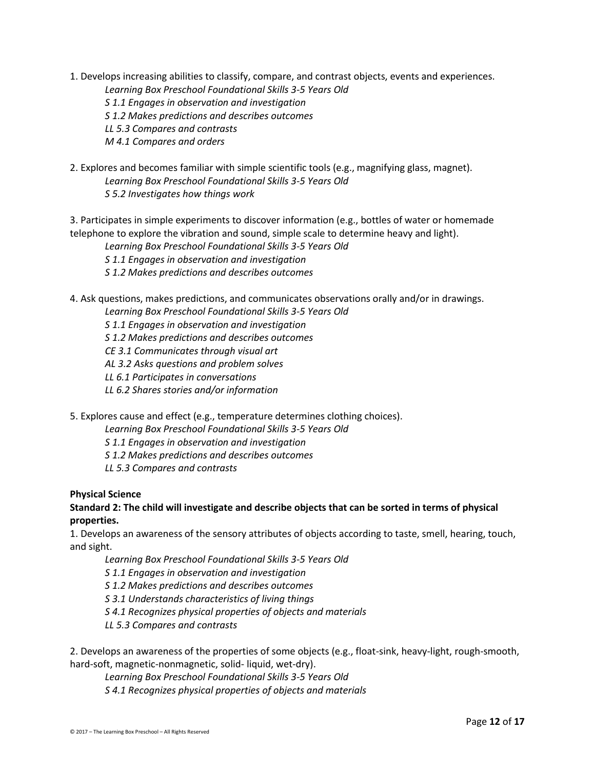1. Develops increasing abilities to classify, compare, and contrast objects, events and experiences.

   *Learning Box Preschool Foundational Skills 3-5 Years Old*

   *S 1.1 Engages in observation and investigation*

   *S 1.2 Makes predictions and describes outcomes*

   *LL 5.3 Compares and contrasts*

   *M 4.1 Compares and orders*

2. Explores and becomes familiar with simple scientific tools (e.g., magnifying glass, magnet).

   *Learning Box Preschool Foundational Skills 3-5 Years Old*

   *S 5.2 Investigates how things work*

3. Participates in simple experiments to discover information (e.g., bottles of water or homemade telephone to explore the vibration and sound, simple scale to determine heavy and light).

   *Learning Box Preschool Foundational Skills 3-5 Years Old*

   *S 1.1 Engages in observation and investigation*

   *S 1.2 Makes predictions and describes outcomes*

4. Ask questions, makes predictions, and communicates observations orally and/or in drawings.

   *Learning Box Preschool Foundational Skills 3-5 Years Old*

   *S 1.1 Engages in observation and investigation*

   *S 1.2 Makes predictions and describes outcomes*

   *CE 3.1 Communicates through visual art*

   *AL 3.2 Asks questions and problem solves*

   *LL 6.1 Participates in conversations*

   *LL 6.2 Shares stories and/or information*

5. Explores cause and effect (e.g., temperature determines clothing choices).

   *Learning Box Preschool Foundational Skills 3-5 Years Old*

   *S 1.1 Engages in observation and investigation*

   *S 1.2 Makes predictions and describes outcomes*

   *LL 5.3 Compares and contrasts*

**Physical Science**

**Standard 2: The child will investigate and describe objects that can be sorted in terms of physical properties.**

1. Develops an awareness of the sensory attributes of objects according to taste, smell, hearing, touch, and sight.

   *Learning Box Preschool Foundational Skills 3-5 Years Old*

   *S 1.1 Engages in observation and investigation*

   *S 1.2 Makes predictions and describes outcomes*

   *S 3.1 Understands characteristics of living things*

   *S 4.1 Recognizes physical properties of objects and materials*

   *LL 5.3 Compares and contrasts*

2. Develops an awareness of the properties of some objects (e.g., float-sink, heavy-light, rough-smooth, hard-soft, magnetic-nonmagnetic, solid- liquid, wet-dry).

   *Learning Box Preschool Foundational Skills 3-5 Years Old*

   *S 4.1 Recognizes physical properties of objects and materials*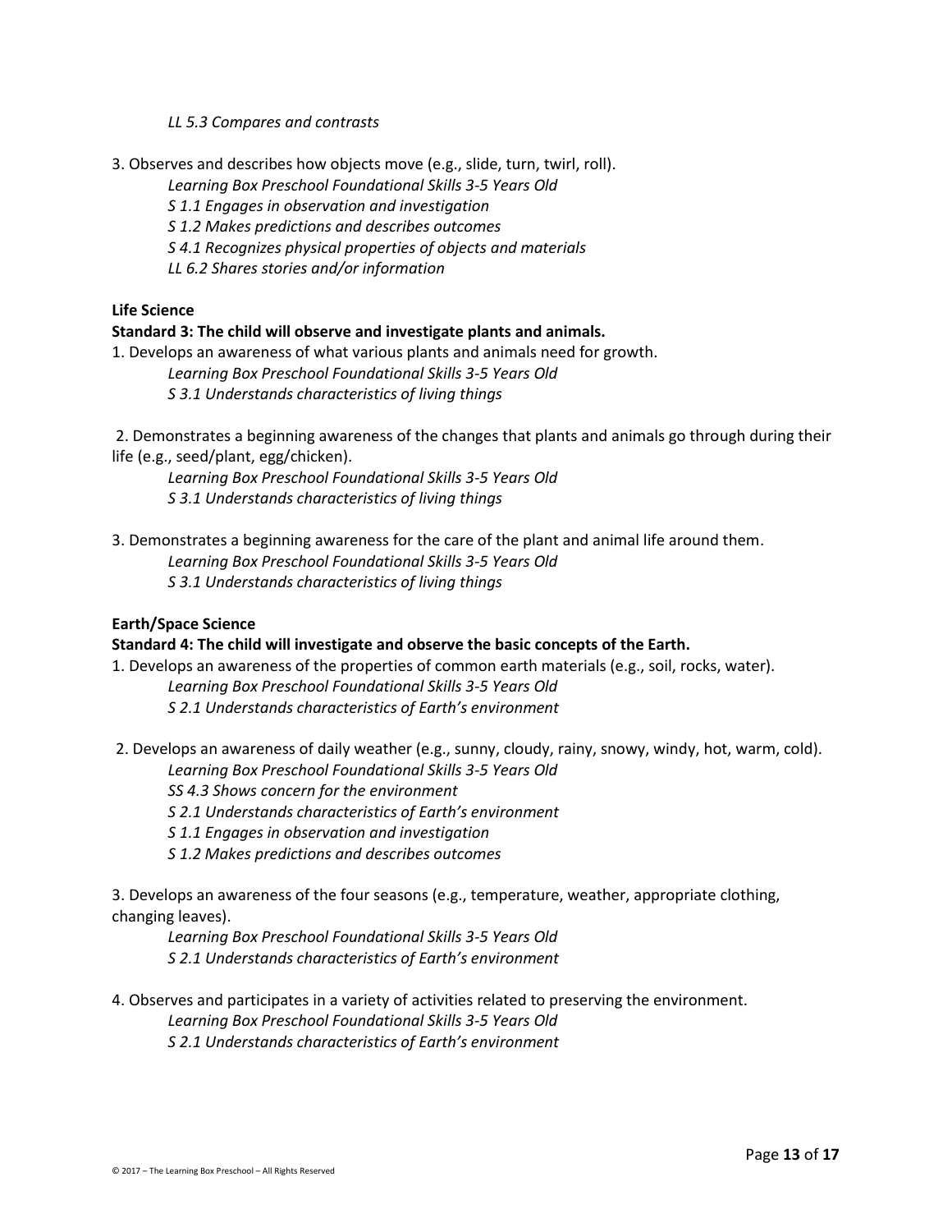*LL 5.3 Compares and contrasts*

3. Observes and describes how objects move (e.g., slide, turn, twirl, roll).

   *Learning Box Preschool Foundational Skills 3-5 Years Old*
   *S 1.1 Engages in observation and investigation*
   *S 1.2 Makes predictions and describes outcomes*
   *S 4.1 Recognizes physical properties of objects and materials*
   *LL 6.2 Shares stories and/or information*

**Life Science**

**Standard 3: The child will observe and investigate plants and animals.**

1. Develops an awareness of what various plants and animals need for growth.

   *Learning Box Preschool Foundational Skills 3-5 Years Old*
   *S 3.1 Understands characteristics of living things*

2. Demonstrates a beginning awareness of the changes that plants and animals go through during their life (e.g., seed/plant, egg/chicken).

   *Learning Box Preschool Foundational Skills 3-5 Years Old*
   *S 3.1 Understands characteristics of living things*

3. Demonstrates a beginning awareness for the care of the plant and animal life around them.

   *Learning Box Preschool Foundational Skills 3-5 Years Old*
   *S 3.1 Understands characteristics of living things*

**Earth/Space Science**

**Standard 4: The child will investigate and observe the basic concepts of the Earth.**

1. Develops an awareness of the properties of common earth materials (e.g., soil, rocks, water).

   *Learning Box Preschool Foundational Skills 3-5 Years Old*
   *S 2.1 Understands characteristics of Earth's environment*

2. Develops an awareness of daily weather (e.g., sunny, cloudy, rainy, snowy, windy, hot, warm, cold).

   *Learning Box Preschool Foundational Skills 3-5 Years Old*
   *SS 4.3 Shows concern for the environment*
   *S 2.1 Understands characteristics of Earth's environment*
   *S 1.1 Engages in observation and investigation*
   *S 1.2 Makes predictions and describes outcomes*

3. Develops an awareness of the four seasons (e.g., temperature, weather, appropriate clothing, changing leaves).

   *Learning Box Preschool Foundational Skills 3-5 Years Old*
   *S 2.1 Understands characteristics of Earth's environment*

4. Observes and participates in a variety of activities related to preserving the environment.

   *Learning Box Preschool Foundational Skills 3-5 Years Old*
   *S 2.1 Understands characteristics of Earth's environment*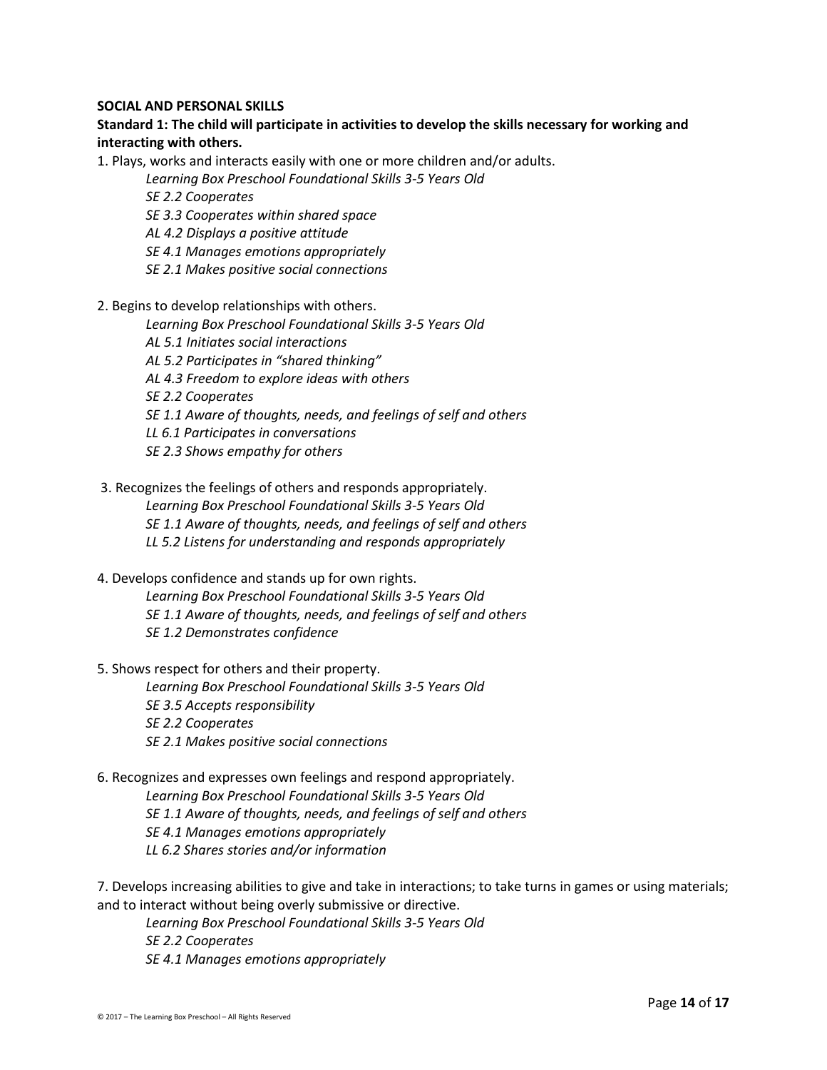**SOCIAL AND PERSONAL SKILLS**

**Standard 1: The child will participate in activities to develop the skills necessary for working and interacting with others.**

1. Plays, works and interacts easily with one or more children and/or adults.

    *Learning Box Preschool Foundational Skills 3-5 Years Old*
    *SE 2.2 Cooperates*
    *SE 3.3 Cooperates within shared space*
    *AL 4.2 Displays a positive attitude*
    *SE 4.1 Manages emotions appropriately*
    *SE 2.1 Makes positive social connections*

2. Begins to develop relationships with others.

    *Learning Box Preschool Foundational Skills 3-5 Years Old*
    *AL 5.1 Initiates social interactions*
    *AL 5.2 Participates in "shared thinking"*
    *AL 4.3 Freedom to explore ideas with others*
    *SE 2.2 Cooperates*
    *SE 1.1 Aware of thoughts, needs, and feelings of self and others*
    *LL 6.1 Participates in conversations*
    *SE 2.3 Shows empathy for others*

3. Recognizes the feelings of others and responds appropriately.

    *Learning Box Preschool Foundational Skills 3-5 Years Old*
    *SE 1.1 Aware of thoughts, needs, and feelings of self and others*
    *LL 5.2 Listens for understanding and responds appropriately*

4. Develops confidence and stands up for own rights.

    *Learning Box Preschool Foundational Skills 3-5 Years Old*
    *SE 1.1 Aware of thoughts, needs, and feelings of self and others*
    *SE 1.2 Demonstrates confidence*

5. Shows respect for others and their property.

    *Learning Box Preschool Foundational Skills 3-5 Years Old*
    *SE 3.5 Accepts responsibility*
    *SE 2.2 Cooperates*
    *SE 2.1 Makes positive social connections*

6. Recognizes and expresses own feelings and respond appropriately.

    *Learning Box Preschool Foundational Skills 3-5 Years Old*
    *SE 1.1 Aware of thoughts, needs, and feelings of self and others*
    *SE 4.1 Manages emotions appropriately*
    *LL 6.2 Shares stories and/or information*

7. Develops increasing abilities to give and take in interactions; to take turns in games or using materials; and to interact without being overly submissive or directive.

    *Learning Box Preschool Foundational Skills 3-5 Years Old*
    *SE 2.2 Cooperates*
    *SE 4.1 Manages emotions appropriately*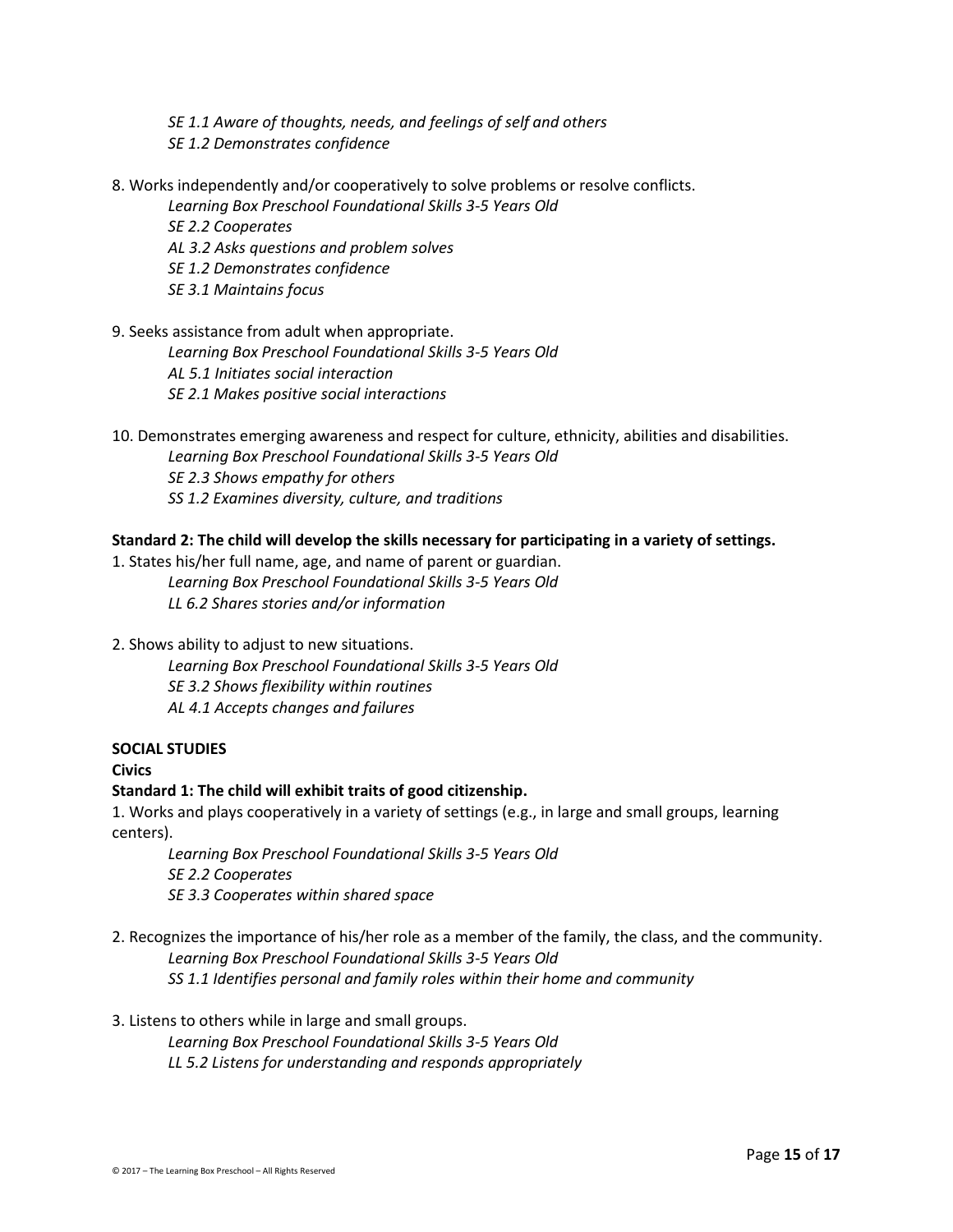*SE 1.1 Aware of thoughts, needs, and feelings of self and others*
*SE 1.2 Demonstrates confidence*

8. Works independently and/or cooperatively to solve problems or resolve conflicts.
   *Learning Box Preschool Foundational Skills 3-5 Years Old*
   *SE 2.2 Cooperates*
   *AL 3.2 Asks questions and problem solves*
   *SE 1.2 Demonstrates confidence*
   *SE 3.1 Maintains focus*

9. Seeks assistance from adult when appropriate.
   *Learning Box Preschool Foundational Skills 3-5 Years Old*
   *AL 5.1 Initiates social interaction*
   *SE 2.1 Makes positive social interactions*

10. Demonstrates emerging awareness and respect for culture, ethnicity, abilities and disabilities.
    *Learning Box Preschool Foundational Skills 3-5 Years Old*
    *SE 2.3 Shows empathy for others*
    *SS 1.2 Examines diversity, culture, and traditions*

**Standard 2: The child will develop the skills necessary for participating in a variety of settings.**

1. States his/her full name, age, and name of parent or guardian.
   *Learning Box Preschool Foundational Skills 3-5 Years Old*
   *LL 6.2 Shares stories and/or information*

2. Shows ability to adjust to new situations.
   *Learning Box Preschool Foundational Skills 3-5 Years Old*
   *SE 3.2 Shows flexibility within routines*
   *AL 4.1 Accepts changes and failures*

**SOCIAL STUDIES**

**Civics**

**Standard 1: The child will exhibit traits of good citizenship.**

1. Works and plays cooperatively in a variety of settings (e.g., in large and small groups, learning centers).
   *Learning Box Preschool Foundational Skills 3-5 Years Old*
   *SE 2.2 Cooperates*
   *SE 3.3 Cooperates within shared space*

2. Recognizes the importance of his/her role as a member of the family, the class, and the community.
   *Learning Box Preschool Foundational Skills 3-5 Years Old*
   *SS 1.1 Identifies personal and family roles within their home and community*

3. Listens to others while in large and small groups.
   *Learning Box Preschool Foundational Skills 3-5 Years Old*
   *LL 5.2 Listens for understanding and responds appropriately*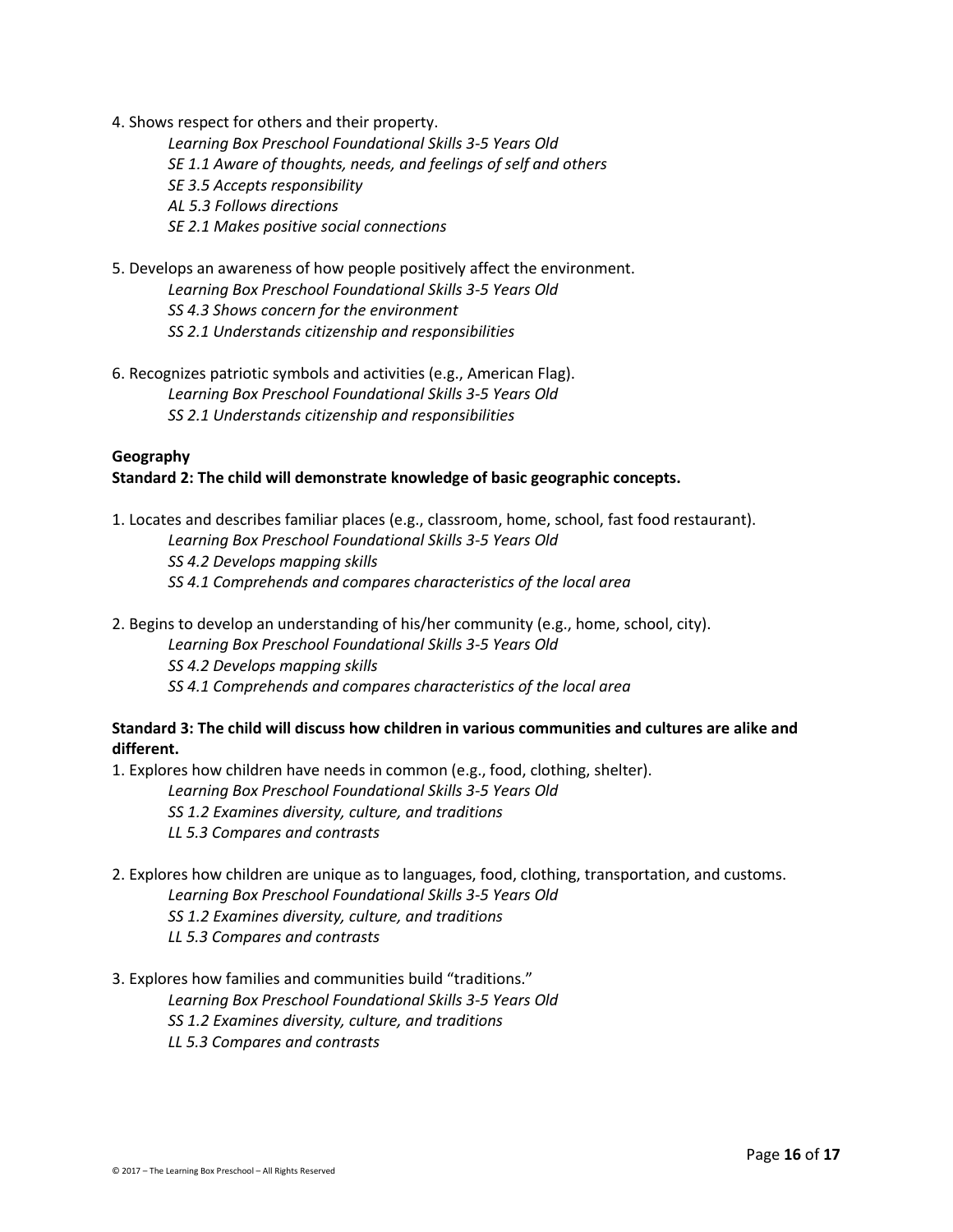4. Shows respect for others and their property.

    *Learning Box Preschool Foundational Skills 3-5 Years Old*
    *SE 1.1 Aware of thoughts, needs, and feelings of self and others*
    *SE 3.5 Accepts responsibility*
    *AL 5.3 Follows directions*
    *SE 2.1 Makes positive social connections*

5. Develops an awareness of how people positively affect the environment.

    *Learning Box Preschool Foundational Skills 3-5 Years Old*
    *SS 4.3 Shows concern for the environment*
    *SS 2.1 Understands citizenship and responsibilities*

6. Recognizes patriotic symbols and activities (e.g., American Flag).

    *Learning Box Preschool Foundational Skills 3-5 Years Old*
    *SS 2.1 Understands citizenship and responsibilities*

**Geography**

**Standard 2: The child will demonstrate knowledge of basic geographic concepts.**

1. Locates and describes familiar places (e.g., classroom, home, school, fast food restaurant).

    *Learning Box Preschool Foundational Skills 3-5 Years Old*
    *SS 4.2 Develops mapping skills*
    *SS 4.1 Comprehends and compares characteristics of the local area*

2. Begins to develop an understanding of his/her community (e.g., home, school, city).

    *Learning Box Preschool Foundational Skills 3-5 Years Old*
    *SS 4.2 Develops mapping skills*
    *SS 4.1 Comprehends and compares characteristics of the local area*

**Standard 3: The child will discuss how children in various communities and cultures are alike and different.**

1. Explores how children have needs in common (e.g., food, clothing, shelter).

    *Learning Box Preschool Foundational Skills 3-5 Years Old*
    *SS 1.2 Examines diversity, culture, and traditions*
    *LL 5.3 Compares and contrasts*

2. Explores how children are unique as to languages, food, clothing, transportation, and customs.

    *Learning Box Preschool Foundational Skills 3-5 Years Old*
    *SS 1.2 Examines diversity, culture, and traditions*
    *LL 5.3 Compares and contrasts*

3. Explores how families and communities build "traditions."

    *Learning Box Preschool Foundational Skills 3-5 Years Old*
    *SS 1.2 Examines diversity, culture, and traditions*
    *LL 5.3 Compares and contrasts*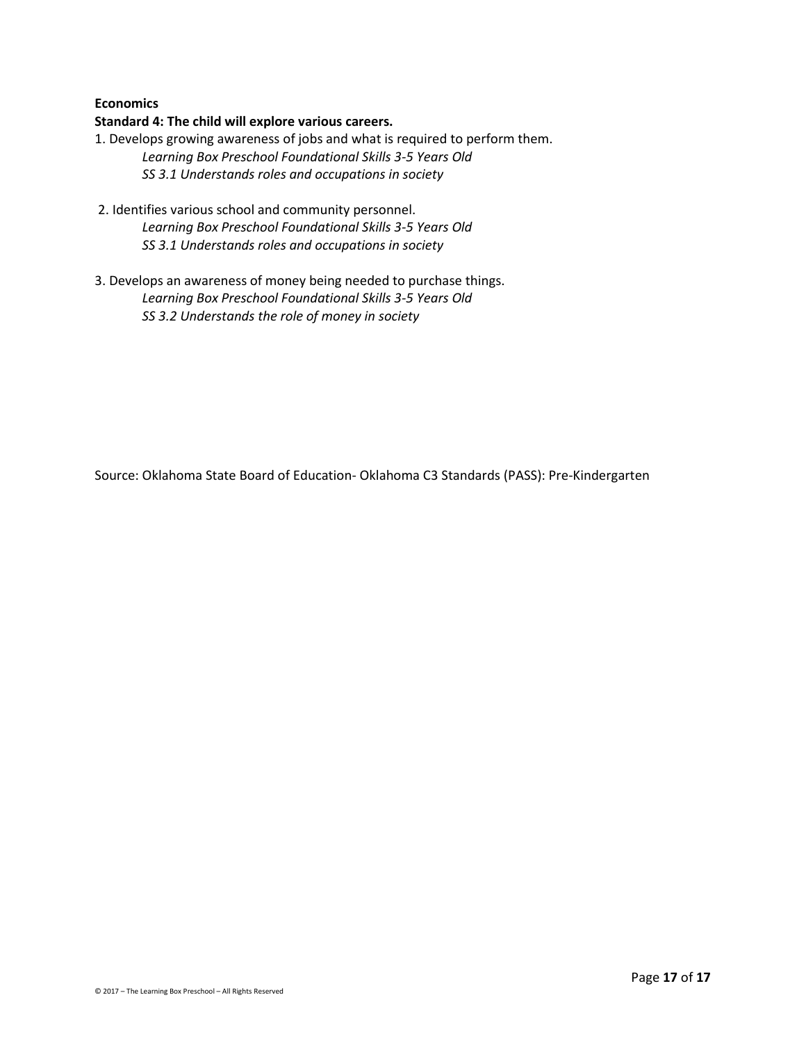**Economics**

**Standard 4: The child will explore various careers.**

1. Develops growing awareness of jobs and what is required to perform them.

   *Learning Box Preschool Foundational Skills 3-5 Years Old*

   *SS 3.1 Understands roles and occupations in society*

2. Identifies various school and community personnel.

   *Learning Box Preschool Foundational Skills 3-5 Years Old*

   *SS 3.1 Understands roles and occupations in society*

3. Develops an awareness of money being needed to purchase things.

   *Learning Box Preschool Foundational Skills 3-5 Years Old*

   *SS 3.2 Understands the role of money in society*

Source: Oklahoma State Board of Education- Oklahoma C3 Standards (PASS): Pre-Kindergarten

© 2017 – The Learning Box Preschool – All Rights Reserved